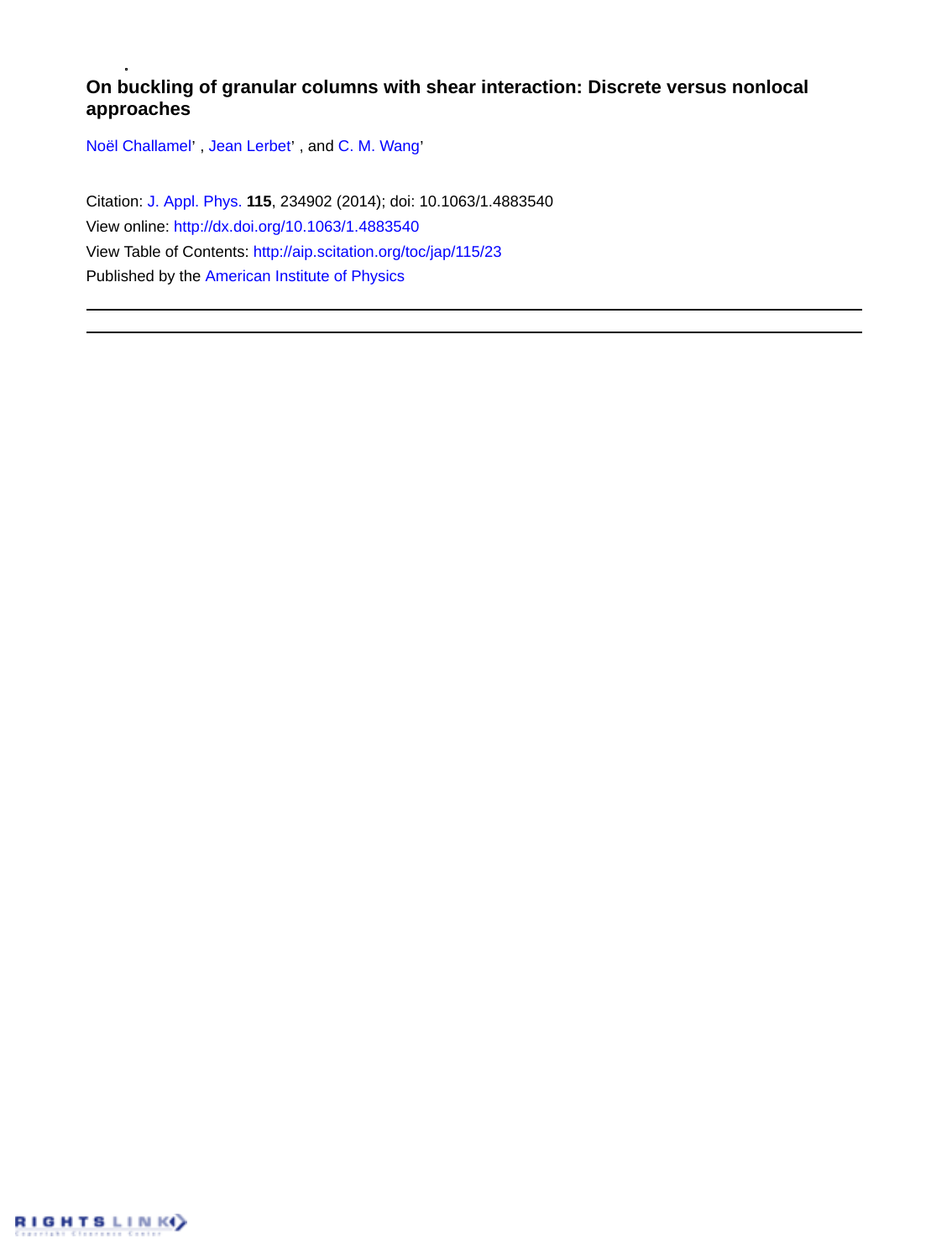# On buckling of granular columns with shear interaction: Discrete versus nonlocal approaches

Noël Challamel' , Jean Lerbet' , and C. M. Wang'

Citation: J. Appl. Phys. **115**, 234902 (2014); doi: 10.1063/1.4883540

View online: http://dx.doi.org/10.1063/1.4883540

View Table of Contents: http://aip.scitation.org/toc/jap/115/23

Published by the American Institute of Physics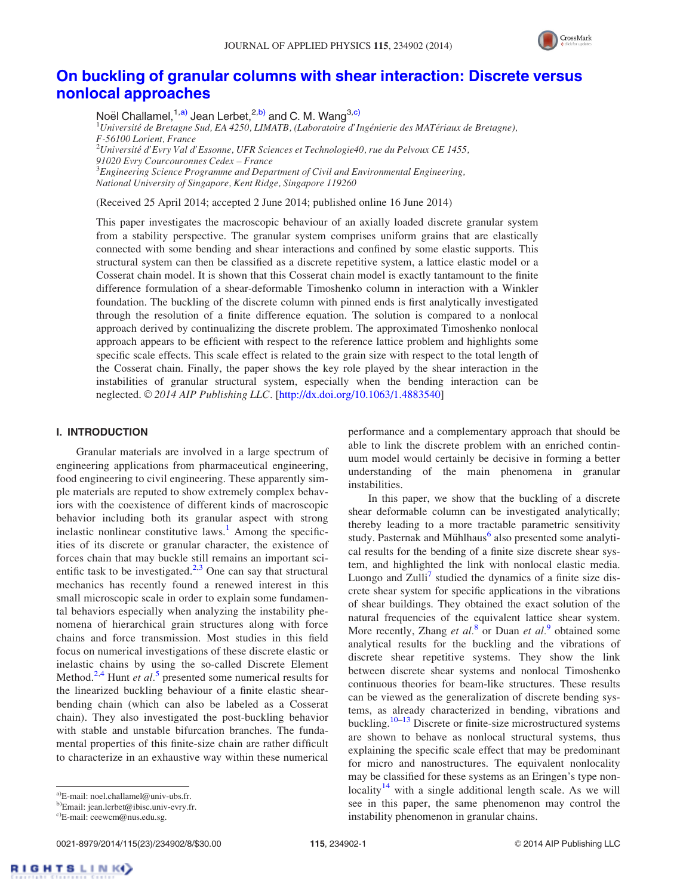# On buckling of granular columns with shear interaction: Discrete versus nonlocal approaches

Noël Challamel,[1,a)] Jean Lerbet,[2,b)] and C. M. Wang[3,c)]

[1]*Université de Bretagne Sud, EA 4250, LIMATB, (Laboratoire d'Ingénierie des MATériaux de Bretagne), F-56100 Lorient, France*
[2]*Université d'Evry Val d'Essonne, UFR Sciences et Technologie40, rue du Pelvoux CE 1455, 91020 Evry Courcouronnes Cedex – France*
[3]*Engineering Science Programme and Department of Civil and Environmental Engineering, National University of Singapore, Kent Ridge, Singapore 119260*

(Received 25 April 2014; accepted 2 June 2014; published online 16 June 2014)

This paper investigates the macroscopic behaviour of an axially loaded discrete granular system from a stability perspective. The granular system comprises uniform grains that are elastically connected with some bending and shear interactions and confined by some elastic supports. This structural system can then be classified as a discrete repetitive system, a lattice elastic model or a Cosserat chain model. It is shown that this Cosserat chain model is exactly tantamount to the finite difference formulation of a shear-deformable Timoshenko column in interaction with a Winkler foundation. The buckling of the discrete column with pinned ends is first analytically investigated through the resolution of a finite difference equation. The solution is compared to a nonlocal approach derived by continualizing the discrete problem. The approximated Timoshenko nonlocal approach appears to be efficient with respect to the reference lattice problem and highlights some specific scale effects. This scale effect is related to the grain size with respect to the total length of the Cosserat chain. Finally, the paper shows the key role played by the shear interaction in the instabilities of granular structural system, especially when the bending interaction can be neglected. © *2014 AIP Publishing LLC*. [http://dx.doi.org/10.1063/1.4883540]

## I. INTRODUCTION

Granular materials are involved in a large spectrum of engineering applications from pharmaceutical engineering, food engineering to civil engineering. These apparently simple materials are reputed to show extremely complex behaviors with the coexistence of different kinds of macroscopic behavior including both its granular aspect with strong inelastic nonlinear constitutive laws.[1] Among the specificities of its discrete or granular character, the existence of forces chain that may buckle still remains an important scientific task to be investigated.[2,3] One can say that structural mechanics has recently found a renewed interest in this small microscopic scale in order to explain some fundamental behaviors especially when analyzing the instability phenomena of hierarchical grain structures along with force chains and force transmission. Most studies in this field focus on numerical investigations of these discrete elastic or inelastic chains by using the so-called Discrete Element Method.[2,4] Hunt *et al.*[5] presented some numerical results for the linearized buckling behaviour of a finite elastic shear-bending chain (which can also be labeled as a Cosserat chain). They also investigated the post-buckling behavior with stable and unstable bifurcation branches. The fundamental properties of this finite-size chain are rather difficult to characterize in an exhaustive way within these numerical performance and a complementary approach that should be able to link the discrete problem with an enriched continuum model would certainly be decisive in forming a better understanding of the main phenomena in granular instabilities.

In this paper, we show that the buckling of a discrete shear deformable column can be investigated analytically; thereby leading to a more tractable parametric sensitivity study. Pasternak and Mühlhaus[6] also presented some analytical results for the bending of a finite size discrete shear system, and highlighted the link with nonlocal elastic media. Luongo and Zulli[7] studied the dynamics of a finite size discrete shear system for specific applications in the vibrations of shear buildings. They obtained the exact solution of the natural frequencies of the equivalent lattice shear system. More recently, Zhang *et al.*[8] or Duan *et al.*[9] obtained some analytical results for the buckling and the vibrations of discrete shear repetitive systems. They show the link between discrete shear systems and nonlocal Timoshenko continuous theories for beam-like structures. These results can be viewed as the generalization of discrete bending systems, as already characterized in bending, vibrations and buckling.[10–13] Discrete or finite-size microstructured systems are shown to behave as nonlocal structural systems, thus explaining the specific scale effect that may be predominant for micro and nanostructures. The equivalent nonlocality may be classified for these systems as an Eringen's type nonlocality[14] with a single additional length scale. As we will see in this paper, the same phenomenon may control the instability phenomenon in granular chains.

a)E-mail: noel.challamel@univ-ubs.fr.
b)Email: jean.lerbet@ibisc.univ-evry.fr.
c)E-mail: ceewcm@nus.edu.sg.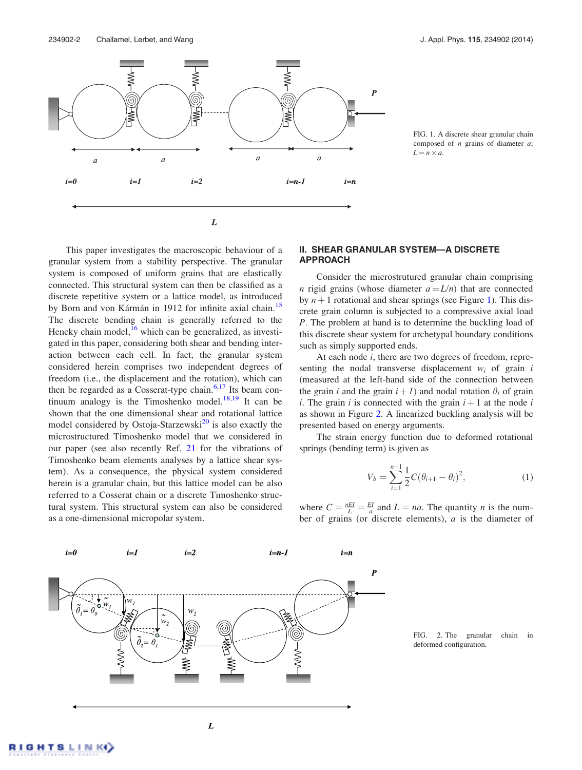FIG. 1. A discrete shear granular chain composed of $n$ grains of diameter $a$; $L = n \times a$.

This paper investigates the macroscopic behaviour of a granular system from a stability perspective. The granular system is composed of uniform grains that are elastically connected. This structural system can then be classified as a discrete repetitive system or a lattice model, as introduced by Born and von Kármán in 1912 for infinite axial chain.[15] The discrete bending chain is generally referred to the Hencky chain model,[16] which can be generalized, as investigated in this paper, considering both shear and bending interaction between each cell. In fact, the granular system considered herein comprises two independent degrees of freedom (i.e., the displacement and the rotation), which can then be regarded as a Cosserat-type chain.[6,17] Its beam continuum analogy is the Timoshenko model.[18,19] It can be shown that the one dimensional shear and rotational lattice model considered by Ostoja-Starzewski[20] is also exactly the microstructured Timoshenko model that we considered in our paper (see also recently Ref. 21 for the vibrations of Timoshenko beam elements analyses by a lattice shear system). As a consequence, the physical system considered herein is a granular chain, but this lattice model can be also referred to a Cosserat chain or a discrete Timoshenko structural system. This structural system can also be considered as a one-dimensional micropolar system.

## II. SHEAR GRANULAR SYSTEM—A DISCRETE APPROACH

Consider the microstrutured granular chain comprising $n$ rigid grains (whose diameter $a = L/n$) that are connected by $n+1$ rotational and shear springs (see Figure 1). This discrete grain column is subjected to a compressive axial load $P$. The problem at hand is to determine the buckling load of this discrete shear system for archetypal boundary conditions such as simply supported ends.

At each node $i$, there are two degrees of freedom, representing the nodal transverse displacement $w_i$ of grain $i$ (measured at the left-hand side of the connection between the grain $i$ and the grain $i+1$) and nodal rotation $\theta_i$ of grain $i$. The grain $i$ is connected with the grain $i+1$ at the node $i$ as shown in Figure 2. A linearized buckling analysis will be presented based on energy arguments.

The strain energy function due to deformed rotational springs (bending term) is given as

$$V_b = \sum_{i=1}^{n-1} \frac{1}{2} C(\theta_{i+1} - \theta_i)^2, \tag{1}$$

where $C = \frac{nEI}{L} = \frac{EI}{a}$ and $L = na$. The quantity $n$ is the number of grains (or discrete elements), $a$ is the diameter of

FIG. 2. The granular chain in deformed configuration.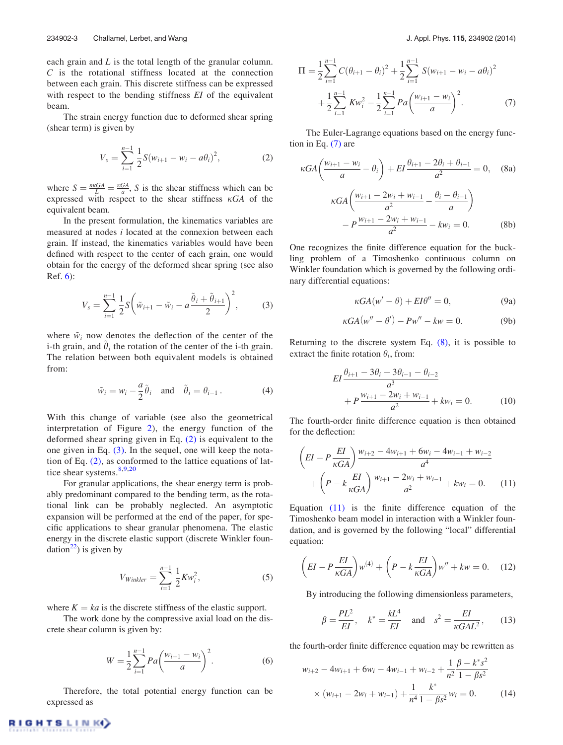each grain and $L$ is the total length of the granular column. $C$ is the rotational stiffness located at the connection between each grain. This discrete stiffness can be expressed with respect to the bending stiffness $EI$ of the equivalent beam.

The strain energy function due to deformed shear spring (shear term) is given by

$$V_s = \sum_{i=1}^{n-1} \frac{1}{2} S(w_{i+1} - w_i - a\theta_i)^2, \tag{2}$$

where $S = \frac{n\kappa GA}{L} = \frac{\kappa GA}{a}$, $S$ is the shear stiffness which can be expressed with respect to the shear stiffness $\kappa GA$ of the equivalent beam.

In the present formulation, the kinematics variables are measured at nodes $i$ located at the connexion between each grain. If instead, the kinematics variables would have been defined with respect to the center of each grain, one would obtain for the energy of the deformed shear spring (see also Ref. 6):

$$V_s = \sum_{i=1}^{n-1} \frac{1}{2} S\left(\tilde{w}_{i+1} - \tilde{w}_i - a\frac{\tilde{\theta}_i + \tilde{\theta}_{i+1}}{2}\right)^2, \tag{3}$$

where $\tilde{w}_i$ now denotes the deflection of the center of the i-th grain, and $\tilde{\theta}_i$ the rotation of the center of the i-th grain. The relation between both equivalent models is obtained from:

$$\tilde{w}_i = w_i - \frac{a}{2}\tilde{\theta}_i \quad \text{and} \quad \tilde{\theta}_i = \theta_{i-1}\,. \tag{4}$$

With this change of variable (see also the geometrical interpretation of Figure 2), the energy function of the deformed shear spring given in Eq. (2) is equivalent to the one given in Eq. (3). In the sequel, one will keep the notation of Eq. (2), as conformed to the lattice equations of lattice shear systems.[8,9,20]

For granular applications, the shear energy term is probably predominant compared to the bending term, as the rotational link can be probably neglected. An asymptotic expansion will be performed at the end of the paper, for specific applications to shear granular phenomena. The elastic energy in the discrete elastic support (discrete Winkler foundation[22]) is given by

$$V_{Winkler} = \sum_{i=1}^{n-1} \frac{1}{2} K w_i^2, \tag{5}$$

where $K = ka$ is the discrete stiffness of the elastic support.

The work done by the compressive axial load on the discrete shear column is given by:

$$W = \frac{1}{2}\sum_{i=1}^{n-1} Pa\left(\frac{w_{i+1} - w_i}{a}\right)^2. \tag{6}$$

Therefore, the total potential energy function can be expressed as

$$\Pi = \frac{1}{2}\sum_{i=1}^{n-1} C(\theta_{i+1} - \theta_i)^2 + \frac{1}{2}\sum_{i=1}^{n-1} S(w_{i+1} - w_i - a\theta_i)^2 + \frac{1}{2}\sum_{i=1}^{n-1} K w_i^2 - \frac{1}{2}\sum_{i=1}^{n-1} Pa\left(\frac{w_{i+1} - w_i}{a}\right)^2. \tag{7}$$

The Euler-Lagrange equations based on the energy function in Eq. (7) are

$$\kappa GA\left(\frac{w_{i+1} - w_i}{a} - \theta_i\right) + EI\frac{\theta_{i+1} - 2\theta_i + \theta_{i-1}}{a^2} = 0, \tag{8a}$$

$$\kappa GA\left(\frac{w_{i+1} - 2w_i + w_{i-1}}{a^2} - \frac{\theta_i - \theta_{i-1}}{a}\right) - P\frac{w_{i+1} - 2w_i + w_{i-1}}{a^2} - kw_i = 0. \tag{8b}$$

One recognizes the finite difference equation for the buckling problem of a Timoshenko continuous column on Winkler foundation which is governed by the following ordinary differential equations:

$$\kappa GA(w' - \theta) + EI\theta'' = 0, \tag{9a}$$

$$\kappa GA(w'' - \theta') - Pw'' - kw = 0. \tag{9b}$$

Returning to the discrete system Eq. (8), it is possible to extract the finite rotation $\theta_i$, from:

$$EI\frac{\theta_{i+1} - 3\theta_i + 3\theta_{i-1} - \theta_{i-2}}{a^3} + P\frac{w_{i+1} - 2w_i + w_{i-1}}{a^2} + kw_i = 0. \tag{10}$$

The fourth-order finite difference equation is then obtained for the deflection:

$$\left(EI - P\frac{EI}{\kappa GA}\right)\frac{w_{i+2} - 4w_{i+1} + 6w_i - 4w_{i-1} + w_{i-2}}{a^4} + \left(P - k\frac{EI}{\kappa GA}\right)\frac{w_{i+1} - 2w_i + w_{i-1}}{a^2} + kw_i = 0. \tag{11}$$

Equation (11) is the finite difference equation of the Timoshenko beam model in interaction with a Winkler foundation, and is governed by the following "local" differential equation:

$$\left(EI - P\frac{EI}{\kappa GA}\right)w^{(4)} + \left(P - k\frac{EI}{\kappa GA}\right)w'' + kw = 0. \tag{12}$$

By introducing the following dimensionless parameters,

$$\beta = \frac{PL^2}{EI}, \quad k^* = \frac{kL^4}{EI} \quad \text{and} \quad s^2 = \frac{EI}{\kappa GAL^2}, \tag{13}$$

the fourth-order finite difference equation may be rewritten as

$$w_{i+2} - 4w_{i+1} + 6w_i - 4w_{i-1} + w_{i-2} + \frac{1}{n^2}\frac{\beta - k^*s^2}{1 - \beta s^2} \times (w_{i+1} - 2w_i + w_{i-1}) + \frac{1}{n^4}\frac{k^*}{1 - \beta s^2}w_i = 0. \tag{14}$$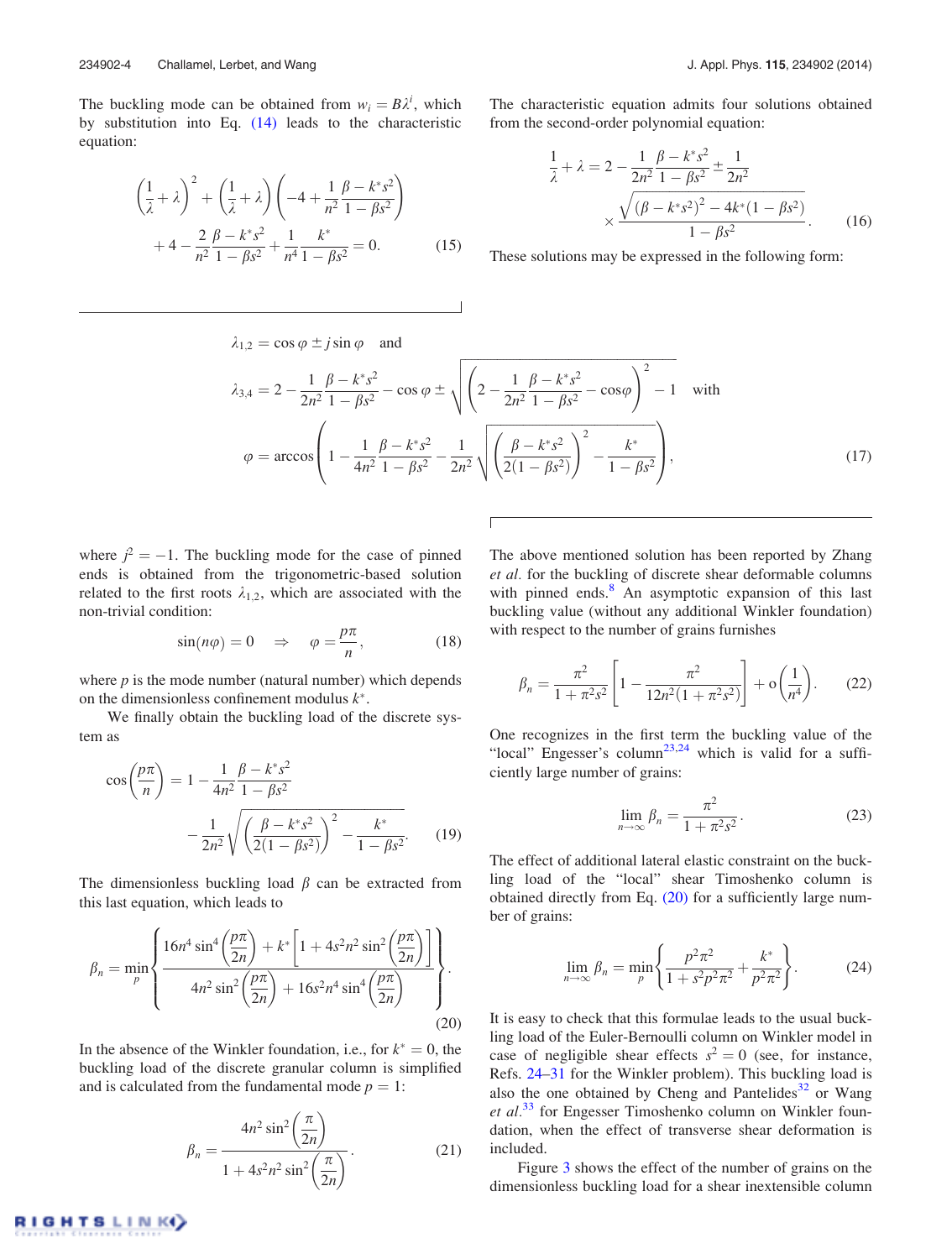The buckling mode can be obtained from $w_i = B\lambda^i$, which by substitution into Eq. (14) leads to the characteristic equation:

$$\left(\frac{1}{\lambda}+\lambda\right)^2 + \left(\frac{1}{\lambda}+\lambda\right)\left(-4+\frac{1}{n^2}\frac{\beta-k^*s^2}{1-\beta s^2}\right) + 4 - \frac{2}{n^2}\frac{\beta-k^*s^2}{1-\beta s^2} + \frac{1}{n^4}\frac{k^*}{1-\beta s^2} = 0. \tag{15}$$

The characteristic equation admits four solutions obtained from the second-order polynomial equation:

$$\frac{1}{\lambda}+\lambda = 2 - \frac{1}{2n^2}\frac{\beta-k^*s^2}{1-\beta s^2} \pm \frac{1}{2n^2} \times \frac{\sqrt{(\beta-k^*s^2)^2 - 4k^*(1-\beta s^2)}}{1-\beta s^2}. \tag{16}$$

These solutions may be expressed in the following form:

$$\lambda_{1,2} = \cos\varphi \pm j\sin\varphi \quad \text{and}$$

$$\lambda_{3,4} = 2 - \frac{1}{2n^2}\frac{\beta-k^*s^2}{1-\beta s^2} - \cos\varphi \pm \sqrt{\left(2-\frac{1}{2n^2}\frac{\beta-k^*s^2}{1-\beta s^2}-\cos\varphi\right)^2 - 1} \quad \text{with}$$

$$\varphi = \arccos\left(1 - \frac{1}{4n^2}\frac{\beta-k^*s^2}{1-\beta s^2} - \frac{1}{2n^2}\sqrt{\left(\frac{\beta-k^*s^2}{2(1-\beta s^2)}\right)^2 - \frac{k^*}{1-\beta s^2}}\right), \tag{17}$$

where $j^2 = -1$. The buckling mode for the case of pinned ends is obtained from the trigonometric-based solution related to the first roots $\lambda_{1,2}$, which are associated with the non-trivial condition:

$$\sin(n\varphi) = 0 \quad \Rightarrow \quad \varphi = \frac{p\pi}{n}, \tag{18}$$

where $p$ is the mode number (natural number) which depends on the dimensionless confinement modulus $k^*$.

We finally obtain the buckling load of the discrete system as

$$\cos\left(\frac{p\pi}{n}\right) = 1 - \frac{1}{4n^2}\frac{\beta-k^*s^2}{1-\beta s^2} - \frac{1}{2n^2}\sqrt{\left(\frac{\beta-k^*s^2}{2(1-\beta s^2)}\right)^2 - \frac{k^*}{1-\beta s^2}}. \tag{19}$$

The dimensionless buckling load $\beta$ can be extracted from this last equation, which leads to

$$\beta_n = \min_p\left\{\frac{16n^4\sin^4\left(\frac{p\pi}{2n}\right) + k^*\left[1+4s^2n^2\sin^2\left(\frac{p\pi}{2n}\right)\right]}{4n^2\sin^2\left(\frac{p\pi}{2n}\right) + 16s^2n^4\sin^4\left(\frac{p\pi}{2n}\right)}\right\}. \tag{20}$$

In the absence of the Winkler foundation, i.e., for $k^* = 0$, the buckling load of the discrete granular column is simplified and is calculated from the fundamental mode $p = 1$:

$$\beta_n = \frac{4n^2\sin^2\left(\frac{\pi}{2n}\right)}{1+4s^2n^2\sin^2\left(\frac{\pi}{2n}\right)}. \tag{21}$$

The above mentioned solution has been reported by Zhang *et al.* for the buckling of discrete shear deformable columns with pinned ends.[8] An asymptotic expansion of this last buckling value (without any additional Winkler foundation) with respect to the number of grains furnishes

$$\beta_n = \frac{\pi^2}{1+\pi^2s^2}\left[1 - \frac{\pi^2}{12n^2(1+\pi^2s^2)}\right] + o\left(\frac{1}{n^4}\right). \tag{22}$$

One recognizes in the first term the buckling value of the "local" Engesser's column[23,24] which is valid for a sufficiently large number of grains:

$$\lim_{n\to\infty}\beta_n = \frac{\pi^2}{1+\pi^2s^2}. \tag{23}$$

The effect of additional lateral elastic constraint on the buckling load of the "local" shear Timoshenko column is obtained directly from Eq. (20) for a sufficiently large number of grains:

$$\lim_{n\to\infty}\beta_n = \min_p\left\{\frac{p^2\pi^2}{1+s^2p^2\pi^2} + \frac{k^*}{p^2\pi^2}\right\}. \tag{24}$$

It is easy to check that this formulae leads to the usual buckling load of the Euler-Bernoulli column on Winkler model in case of negligible shear effects $s^2 = 0$ (see, for instance, Refs. 24–31 for the Winkler problem). This buckling load is also the one obtained by Cheng and Pantelides[32] or Wang *et al.*[33] for Engesser Timoshenko column on Winkler foundation, when the effect of transverse shear deformation is included.

Figure 3 shows the effect of the number of grains on the dimensionless buckling load for a shear inextensible column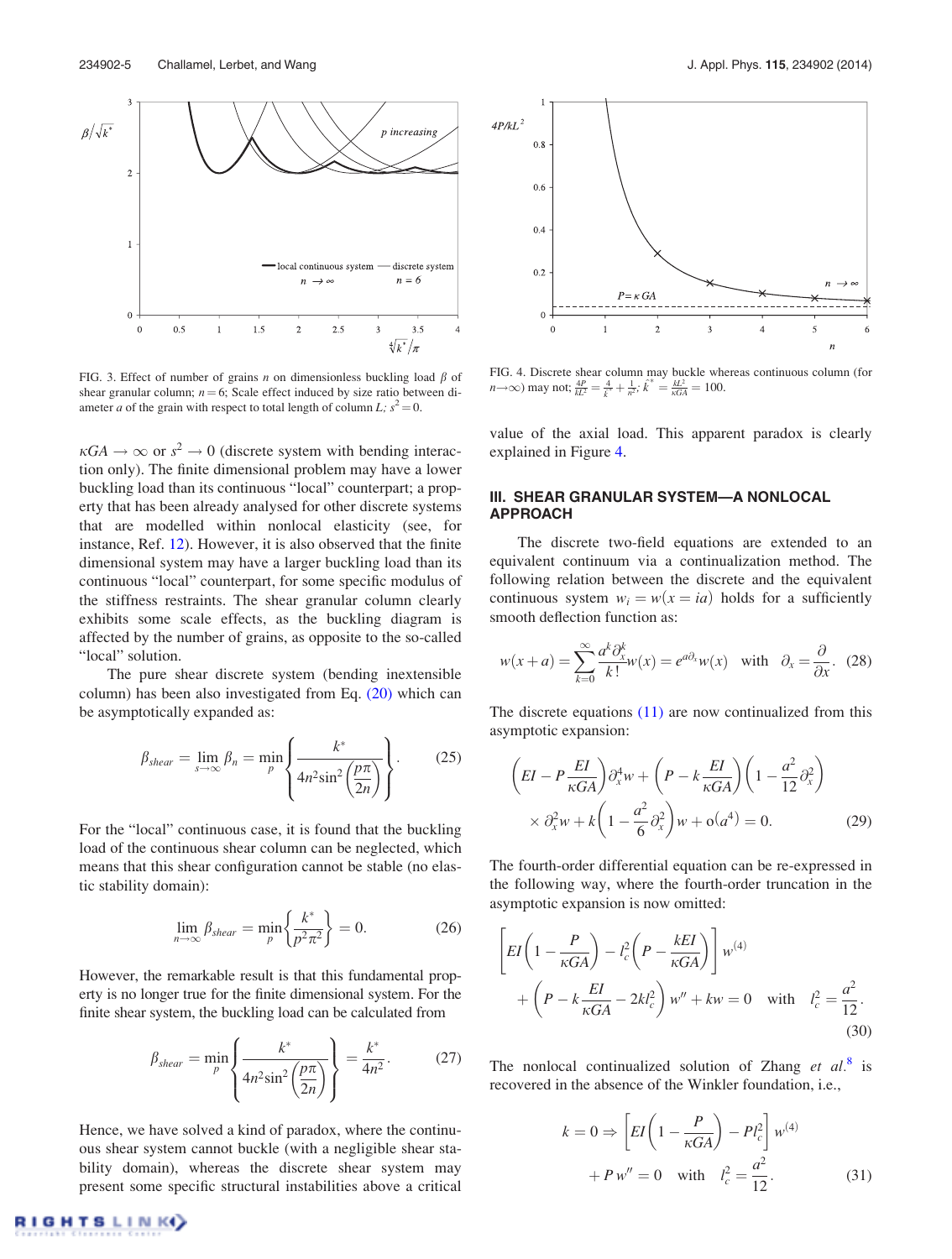FIG. 3. Effect of number of grains $n$ on dimensionless buckling load $\beta$ of shear granular column; $n = 6$; Scale effect induced by size ratio between diameter $a$ of the grain with respect to total length of column $L$; $s^2 = 0$.

FIG. 4. Discrete shear column may buckle whereas continuous column (for $n \to \infty$) may not; $\frac{4P}{kL^2} = \frac{4}{k^*} + \frac{1}{n^2}$; $k^* = \frac{kL^2}{\kappa GA} = 100$.

$\kappa GA \to \infty$ or $s^2 \to 0$ (discrete system with bending interaction only). The finite dimensional problem may have a lower buckling load than its continuous "local" counterpart; a property that has been already analysed for other discrete systems that are modelled within nonlocal elasticity (see, for instance, Ref. 12). However, it is also observed that the finite dimensional system may have a larger buckling load than its continuous "local" counterpart, for some specific modulus of the stiffness restraints. The shear granular column clearly exhibits some scale effects, as the buckling diagram is affected by the number of grains, as opposite to the so-called "local" solution.

The pure shear discrete system (bending inextensible column) has been also investigated from Eq. (20) which can be asymptotically expanded as:

$$\beta_{shear} = \lim_{s \to \infty} \beta_n = \min_p \left\{ \frac{k^*}{4n^2 \sin^2\left(\frac{p\pi}{2n}\right)} \right\}. \qquad (25)$$

For the "local" continuous case, it is found that the buckling load of the continuous shear column can be neglected, which means that this shear configuration cannot be stable (no elastic stability domain):

$$\lim_{n \to \infty} \beta_{shear} = \min_p \left\{ \frac{k^*}{p^2 \pi^2} \right\} = 0. \qquad (26)$$

However, the remarkable result is that this fundamental property is no longer true for the finite dimensional system. For the finite shear system, the buckling load can be calculated from

$$\beta_{shear} = \min_p \left\{ \frac{k^*}{4n^2 \sin^2\left(\frac{p\pi}{2n}\right)} \right\} = \frac{k^*}{4n^2}. \qquad (27)$$

Hence, we have solved a kind of paradox, where the continuous shear system cannot buckle (with a negligible shear stability domain), whereas the discrete shear system may present some specific structural instabilities above a critical value of the axial load. This apparent paradox is clearly explained in Figure 4.

## III. SHEAR GRANULAR SYSTEM—A NONLOCAL APPROACH

The discrete two-field equations are extended to an equivalent continuum via a continualization method. The following relation between the discrete and the equivalent continuous system $w_i = w(x = ia)$ holds for a sufficiently smooth deflection function as:

$$w(x + a) = \sum_{k=0}^{\infty} \frac{a^k \partial_x^k}{k!} w(x) = e^{a\partial_x} w(x) \quad \text{with} \quad \partial_x = \frac{\partial}{\partial x}. \qquad (28)$$

The discrete equations (11) are now continualized from this asymptotic expansion:

$$\left(EI - P\frac{EI}{\kappa GA}\right)\partial_x^4 w + \left(P - k\frac{EI}{\kappa GA}\right)\left(1 - \frac{a^2}{12}\partial_x^2\right) \times \partial_x^2 w + k\left(1 - \frac{a^2}{6}\partial_x^2\right) w + o(a^4) = 0. \qquad (29)$$

The fourth-order differential equation can be re-expressed in the following way, where the fourth-order truncation in the asymptotic expansion is now omitted:

$$\left[EI\left(1 - \frac{P}{\kappa GA}\right) - l_c^2\left(P - \frac{kEI}{\kappa GA}\right)\right] w^{(4)} + \left(P - k\frac{EI}{\kappa GA} - 2kl_c^2\right) w'' + kw = 0 \quad \text{with} \quad l_c^2 = \frac{a^2}{12}. \qquad (30)$$

The nonlocal continualized solution of Zhang *et al.*[8] is recovered in the absence of the Winkler foundation, i.e.,

$$k = 0 \Rightarrow \left[EI\left(1 - \frac{P}{\kappa GA}\right) - Pl_c^2\right] w^{(4)} + P w'' = 0 \quad \text{with} \quad l_c^2 = \frac{a^2}{12}. \qquad (31)$$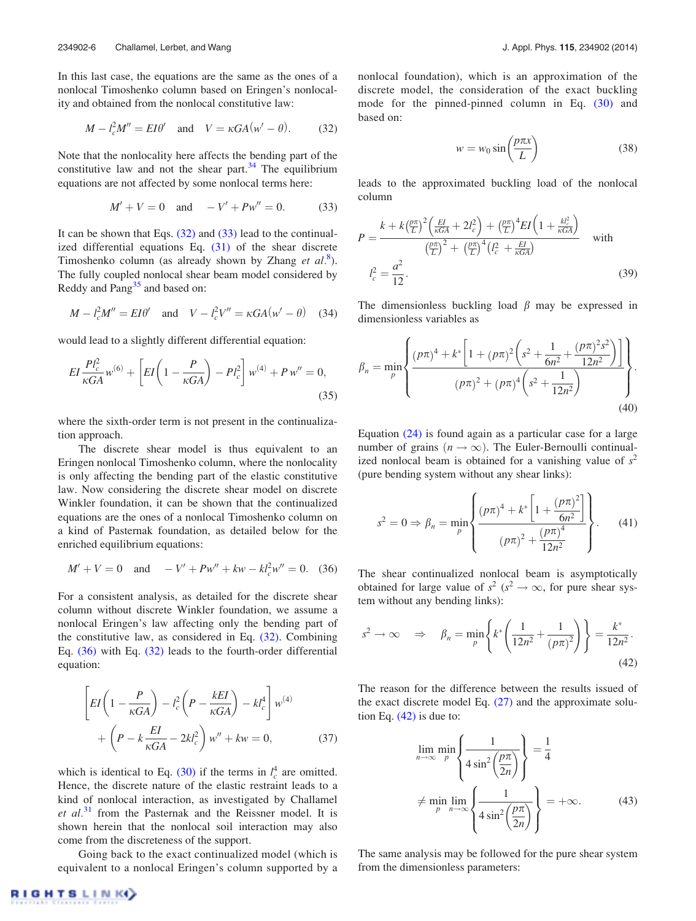In this last case, the equations are the same as the ones of a nonlocal Timoshenko column based on Eringen's nonlocality and obtained from the nonlocal constitutive law:

$$M - l_c^2 M'' = EI\theta' \quad \text{and} \quad V = \kappa GA(w' - \theta). \tag{32}$$

Note that the nonlocality here affects the bending part of the constitutive law and not the shear part.[34] The equilibrium equations are not affected by some nonlocal terms here:

$$M' + V = 0 \quad \text{and} \quad -V' + Pw'' = 0. \tag{33}$$

It can be shown that Eqs. (32) and (33) lead to the continualized differential equations Eq. (31) of the shear discrete Timoshenko column (as already shown by Zhang *et al.*[8]). The fully coupled nonlocal shear beam model considered by Reddy and Pang[35] and based on:

$$M - l_c^2 M'' = EI\theta' \quad \text{and} \quad V - l_c^2 V'' = \kappa GA(w' - \theta) \tag{34}$$

would lead to a slightly different differential equation:

$$EI\frac{Pl_c^2}{\kappa GA}w^{(6)} + \left[EI\left(1 - \frac{P}{\kappa GA}\right) - Pl_c^2\right]w^{(4)} + P\,w'' = 0, \tag{35}$$

where the sixth-order term is not present in the continualization approach.

The discrete shear model is thus equivalent to an Eringen nonlocal Timoshenko column, where the nonlocality is only affecting the bending part of the elastic constitutive law. Now considering the discrete shear model on discrete Winkler foundation, it can be shown that the continualized equations are the ones of a nonlocal Timoshenko column on a kind of Pasternak foundation, as detailed below for the enriched equilibrium equations:

$$M' + V = 0 \quad \text{and} \quad -V' + Pw'' + kw - kl_c^2 w'' = 0. \tag{36}$$

For a consistent analysis, as detailed for the discrete shear column without discrete Winkler foundation, we assume a nonlocal Eringen's law affecting only the bending part of the constitutive law, as considered in Eq. (32). Combining Eq. (36) with Eq. (32) leads to the fourth-order differential equation:

$$\left[EI\left(1 - \frac{P}{\kappa GA}\right) - l_c^2\left(P - \frac{kEI}{\kappa GA}\right) - kl_c^4\right]w^{(4)} + \left(P - k\frac{EI}{\kappa GA} - 2kl_c^2\right)w'' + kw = 0, \tag{37}$$

which is identical to Eq. (30) if the terms in $l_c^4$ are omitted. Hence, the discrete nature of the elastic restraint leads to a kind of nonlocal interaction, as investigated by Challamel *et al.*[31] from the Pasternak and the Reissner model. It is shown herein that the nonlocal soil interaction may also come from the discreteness of the support.

Going back to the exact continualized model (which is equivalent to a nonlocal Eringen's column supported by a nonlocal foundation), which is an approximation of the discrete model, the consideration of the exact buckling mode for the pinned-pinned column in Eq. (30) and based on:

$$w = w_0 \sin\left(\frac{p\pi x}{L}\right) \tag{38}$$

leads to the approximated buckling load of the nonlocal column

$$P = \frac{k + k\left(\frac{p\pi}{L}\right)^2\left(\frac{EI}{\kappa GA} + 2l_c^2\right) + \left(\frac{p\pi}{L}\right)^4 EI\left(1 + \frac{kl_c^2}{\kappa GA}\right)}{\left(\frac{p\pi}{L}\right)^2 + \left(\frac{p\pi}{L}\right)^4\left(l_c^2 + \frac{EI}{\kappa GA}\right)} \quad \text{with} \quad l_c^2 = \frac{a^2}{12}. \tag{39}$$

The dimensionless buckling load $\beta$ may be expressed in dimensionless variables as

$$\beta_n = \min_p\left\{\frac{(p\pi)^4 + k^*\left[1 + (p\pi)^2\left(s^2 + \frac{1}{6n^2} + \frac{(p\pi)^2 s^2}{12n^2}\right)\right]}{(p\pi)^2 + (p\pi)^4\left(s^2 + \frac{1}{12n^2}\right)}\right\}. \tag{40}$$

Equation (24) is found again as a particular case for a large number of grains ($n \to \infty$). The Euler-Bernoulli continualized nonlocal beam is obtained for a vanishing value of $s^2$ (pure bending system without any shear links):

$$s^2 = 0 \Rightarrow \beta_n = \min_p\left\{\frac{(p\pi)^4 + k^*\left[1 + \frac{(p\pi)^2}{6n^2}\right]}{(p\pi)^2 + \frac{(p\pi)^4}{12n^2}}\right\}. \tag{41}$$

The shear continualized nonlocal beam is asymptotically obtained for large value of $s^2$ ($s^2 \to \infty$, for pure shear system without any bending links):

$$s^2 \to \infty \quad \Rightarrow \quad \beta_n = \min_p\left\{k^*\left(\frac{1}{12n^2} + \frac{1}{(p\pi)^2}\right)\right\} = \frac{k^*}{12n^2}. \tag{42}$$

The reason for the difference between the results issued of the exact discrete model Eq. (27) and the approximate solution Eq. (42) is due to:

$$\lim_{n\to\infty}\min_p\left\{\frac{1}{4\sin^2\left(\frac{p\pi}{2n}\right)}\right\} = \frac{1}{4} \neq \min_p\lim_{n\to\infty}\left\{\frac{1}{4\sin^2\left(\frac{p\pi}{2n}\right)}\right\} = +\infty. \tag{43}$$

The same analysis may be followed for the pure shear system from the dimensionless parameters: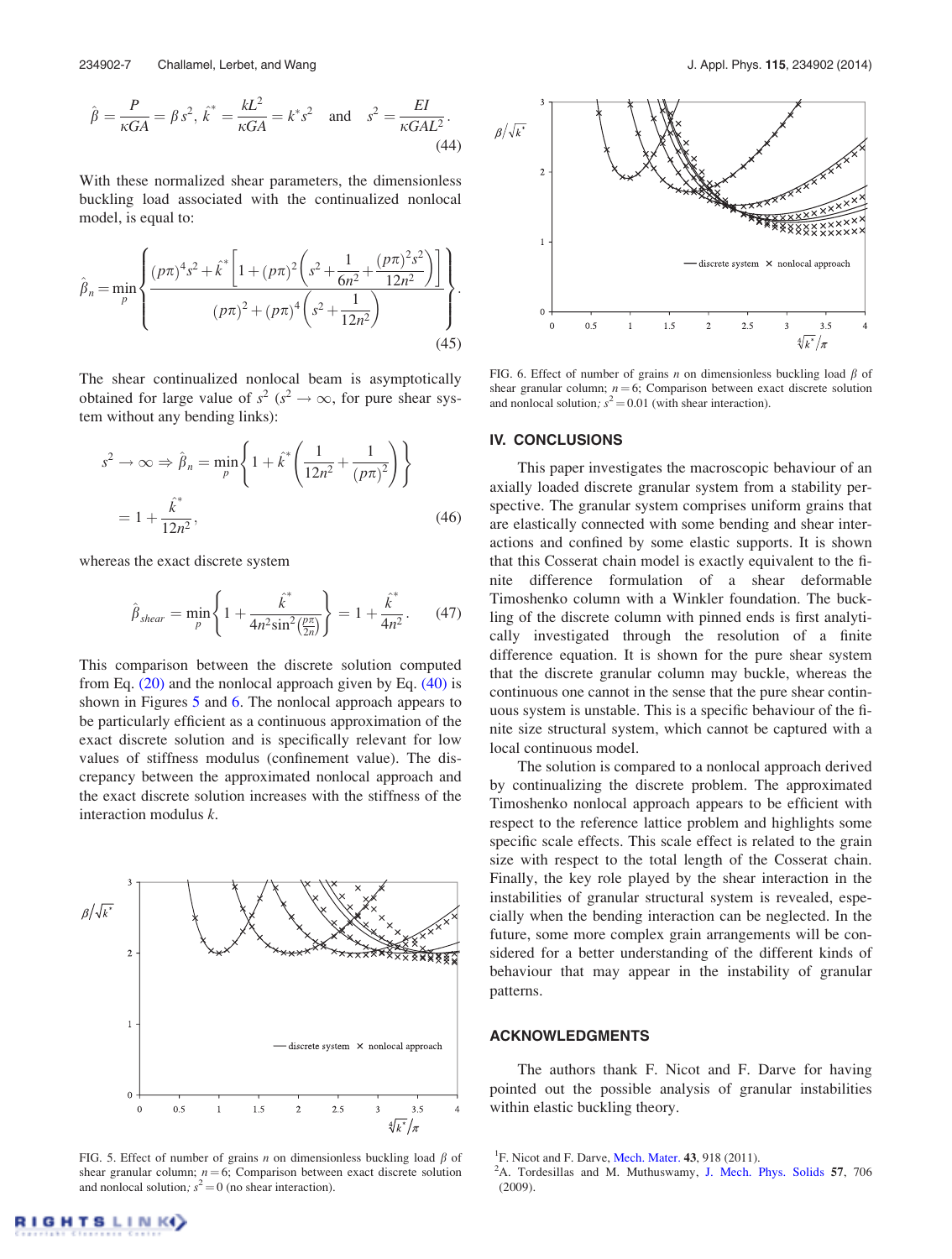$$\hat{\beta} = \frac{P}{\kappa GA} = \beta s^2,\ \hat{k}^* = \frac{kL^2}{\kappa GA} = k^* s^2 \quad \text{and} \quad s^2 = \frac{EI}{\kappa GAL^2}. \tag{44}$$

With these normalized shear parameters, the dimensionless buckling load associated with the continualized nonlocal model, is equal to:

$$\hat{\beta}_n = \min_p \left\{ \frac{(p\pi)^4 s^2 + \hat{k}^* \left[ 1 + (p\pi)^2 \left( s^2 + \frac{1}{6n^2} + \frac{(p\pi)^2 s^2}{12n^2} \right) \right]}{(p\pi)^2 + (p\pi)^4 \left( s^2 + \frac{1}{12n^2} \right)} \right\}. \tag{45}$$

The shear continualized nonlocal beam is asymptotically obtained for large value of $s^2$ ($s^2 \to \infty$, for pure shear system without any bending links):

$$s^2 \to \infty \Rightarrow \hat{\beta}_n = \min_p \left\{ 1 + \hat{k}^* \left( \frac{1}{12n^2} + \frac{1}{(p\pi)^2} \right) \right\} = 1 + \frac{\hat{k}^*}{12n^2}, \tag{46}$$

whereas the exact discrete system

$$\hat{\beta}_{shear} = \min_p \left\{ 1 + \frac{\hat{k}^*}{4n^2 \sin^2\left(\frac{p\pi}{2n}\right)} \right\} = 1 + \frac{\hat{k}^*}{4n^2}. \tag{47}$$

This comparison between the discrete solution computed from Eq. (20) and the nonlocal approach given by Eq. (40) is shown in Figures 5 and 6. The nonlocal approach appears to be particularly efficient as a continuous approximation of the exact discrete solution and is specifically relevant for low values of stiffness modulus (confinement value). The discrepancy between the approximated nonlocal approach and the exact discrete solution increases with the stiffness of the interaction modulus $k$.

FIG. 5. Effect of number of grains $n$ on dimensionless buckling load $\beta$ of shear granular column; $n = 6$; Comparison between exact discrete solution and nonlocal solution; $s^2 = 0$ (no shear interaction).

FIG. 6. Effect of number of grains $n$ on dimensionless buckling load $\beta$ of shear granular column; $n = 6$; Comparison between exact discrete solution and nonlocal solution; $s^2 = 0.01$ (with shear interaction).

## IV. CONCLUSIONS

This paper investigates the macroscopic behaviour of an axially loaded discrete granular system from a stability perspective. The granular system comprises uniform grains that are elastically connected with some bending and shear interactions and confined by some elastic supports. It is shown that this Cosserat chain model is exactly equivalent to the finite difference formulation of a shear deformable Timoshenko column with a Winkler foundation. The buckling of the discrete column with pinned ends is first analytically investigated through the resolution of a finite difference equation. It is shown for the pure shear system that the discrete granular column may buckle, whereas the continuous one cannot in the sense that the pure shear continuous system is unstable. This is a specific behaviour of the finite size structural system, which cannot be captured with a local continuous model.

The solution is compared to a nonlocal approach derived by continualizing the discrete problem. The approximated Timoshenko nonlocal approach appears to be efficient with respect to the reference lattice problem and highlights some specific scale effects. This scale effect is related to the grain size with respect to the total length of the Cosserat chain. Finally, the key role played by the shear interaction in the instabilities of granular structural system is revealed, especially when the bending interaction can be neglected. In the future, some more complex grain arrangements will be considered for a better understanding of the different kinds of behaviour that may appear in the instability of granular patterns.

## ACKNOWLEDGMENTS

The authors thank F. Nicot and F. Darve for having pointed out the possible analysis of granular instabilities within elastic buckling theory.

[1] F. Nicot and F. Darve, Mech. Mater. **43**, 918 (2011).

[2] A. Tordesillas and M. Muthuswamy, J. Mech. Phys. Solids **57**, 706 (2009).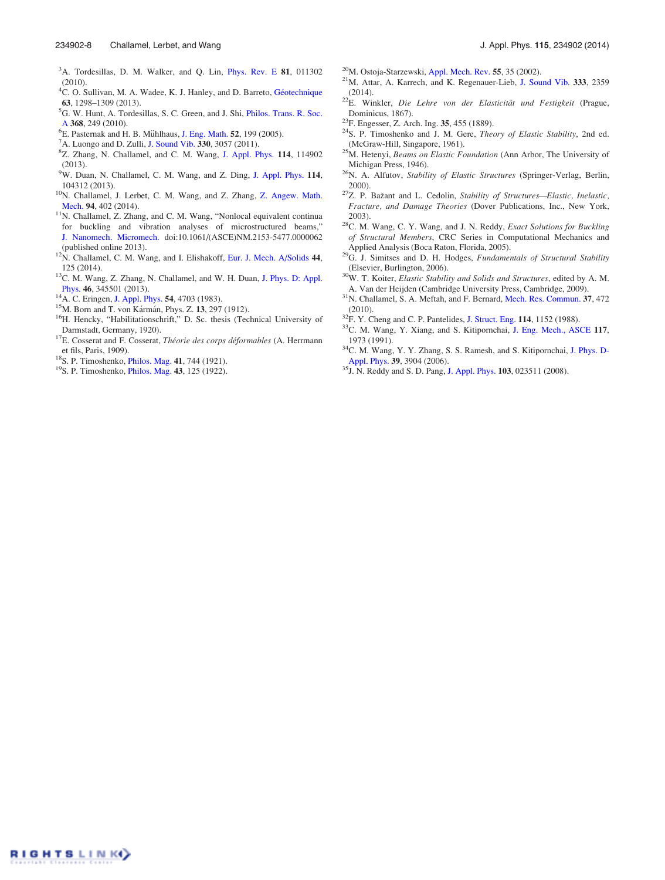[3] A. Tordesillas, D. M. Walker, and Q. Lin, Phys. Rev. E **81**, 011302 (2010).

[4] C. O. Sullivan, M. A. Wadee, K. J. Hanley, and D. Barreto, Géotechnique **63**, 1298–1309 (2013).

[5] G. W. Hunt, A. Tordesillas, S. C. Green, and J. Shi, Philos. Trans. R. Soc. A **368**, 249 (2010).

[6] E. Pasternak and H. B. Mühlhaus, J. Eng. Math. **52**, 199 (2005).

[7] A. Luongo and D. Zulli, J. Sound Vib. **330**, 3057 (2011).

[8] Z. Zhang, N. Challamel, and C. M. Wang, J. Appl. Phys. **114**, 114902 (2013).

[9] W. Duan, N. Challamel, C. M. Wang, and Z. Ding, J. Appl. Phys. **114**, 104312 (2013).

[10] N. Challamel, J. Lerbet, C. M. Wang, and Z. Zhang, Z. Angew. Math. Mech. **94**, 402 (2014).

[11] N. Challamel, Z. Zhang, and C. M. Wang, "Nonlocal equivalent continua for buckling and vibration analyses of microstructured beams," J. Nanomech. Micromech. doi:10.1061/(ASCE)NM.2153-5477.0000062 (published online 2013).

[12] N. Challamel, C. M. Wang, and I. Elishakoff, Eur. J. Mech. A/Solids **44**, 125 (2014).

[13] C. M. Wang, Z. Zhang, N. Challamel, and W. H. Duan, J. Phys. D: Appl. Phys. **46**, 345501 (2013).

[14] A. C. Eringen, J. Appl. Phys. **54**, 4703 (1983).

[15] M. Born and T. von Kármán, Phys. Z. **13**, 297 (1912).

[16] H. Hencky, "Habilitationschrift," D. Sc. thesis (Technical University of Darmstadt, Germany, 1920).

[17] E. Cosserat and F. Cosserat, *Théorie des corps déformables* (A. Herrmann et fils, Paris, 1909).

[18] S. P. Timoshenko, Philos. Mag. **41**, 744 (1921).

[19] S. P. Timoshenko, Philos. Mag. **43**, 125 (1922).

[20] M. Ostoja-Starzewski, Appl. Mech. Rev. **55**, 35 (2002).

[21] M. Attar, A. Karrech, and K. Regenauer-Lieb, J. Sound Vib. **333**, 2359 (2014).

[22] E. Winkler, *Die Lehre von der Elasticität und Festigkeit* (Prague, Dominicus, 1867).

[23] F. Engesser, Z. Arch. Ing. **35**, 455 (1889).

[24] S. P. Timoshenko and J. M. Gere, *Theory of Elastic Stability*, 2nd ed. (McGraw-Hill, Singapore, 1961).

[25] M. Hetenyi, *Beams on Elastic Foundation* (Ann Arbor, The University of Michigan Press, 1946).

[26] N. A. Alfutov, *Stability of Elastic Structures* (Springer-Verlag, Berlin, 2000).

[27] Z. P. Bažant and L. Cedolin, *Stability of Structures—Elastic, Inelastic, Fracture, and Damage Theories* (Dover Publications, Inc., New York, 2003).

[28] C. M. Wang, C. Y. Wang, and J. N. Reddy, *Exact Solutions for Buckling of Structural Members*, CRC Series in Computational Mechanics and Applied Analysis (Boca Raton, Florida, 2005).

[29] G. J. Simitses and D. H. Hodges, *Fundamentals of Structural Stability* (Elsevier, Burlington, 2006).

[30] W. T. Koiter, *Elastic Stability and Solids and Structures*, edited by A. M. A. Van der Heijden (Cambridge University Press, Cambridge, 2009).

[31] N. Challamel, S. A. Meftah, and F. Bernard, Mech. Res. Commun. **37**, 472 (2010).

[32] F. Y. Cheng and C. P. Pantelides, J. Struct. Eng. **114**, 1152 (1988).

[33] C. M. Wang, Y. Xiang, and S. Kitipornchai, J. Eng. Mech., ASCE **117**, 1973 (1991).

[34] C. M. Wang, Y. Y. Zhang, S. S. Ramesh, and S. Kitipornchai, J. Phys. D-Appl. Phys. **39**, 3904 (2006).

[35] J. N. Reddy and S. D. Pang, J. Appl. Phys. **103**, 023511 (2008).